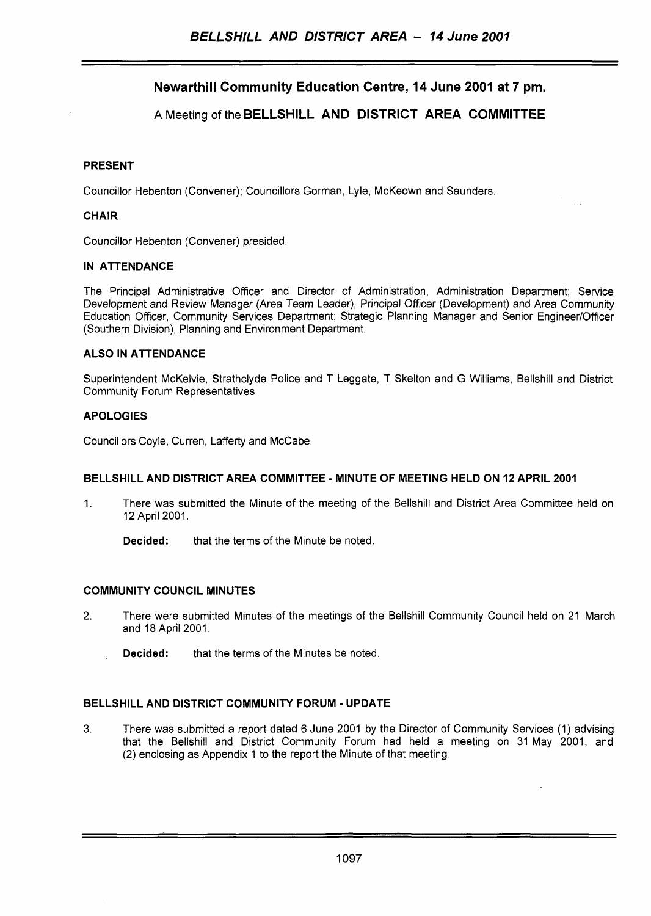## Newarthill Community Education Centre, 14 June 2001 at 7 pm.

### A Meeting of the BELLSHILL AND DISTRICT AREA COMMITTEE

**PRESENT**

Councillor Hebenton (Convener); Councillors Gorman, Lyle, McKeown and Saunders.

**CHAIR**

Councillor Hebenton (Convener) presided.

**IN ATTENDANCE**

The Principal Administrative Officer and Director of Administration, Administration Department; Service Development and Review Manager (Area Team Leader), Principal Officer (Development) and Area Community Education Officer, Community Services Department; Strategic Planning Manager and Senior Engineer/Officer (Southern Division), Planning and Environment Department.

**ALSO IN ATTENDANCE**

Superintendent McKelvie, Strathclyde Police and T Leggate, T Skelton and G Williams, Bellshill and District Community Forum Representatives

**APOLOGIES**

Councillors Coyle, Curren, Lafferty and McCabe.

**BELLSHILL AND DISTRICT AREA COMMITTEE - MINUTE OF MEETING HELD ON 12 APRIL 2001**

1. There was submitted the Minute of the meeting of the Bellshill and District Area Committee held on 12 April 2001.

   **Decided:** that the terms of the Minute be noted.

**COMMUNITY COUNCIL MINUTES**

2. There were submitted Minutes of the meetings of the Bellshill Community Council held on 21 March and 18 April 2001.

   **Decided:** that the terms of the Minutes be noted.

**BELLSHILL AND DISTRICT COMMUNITY FORUM - UPDATE**

3. There was submitted a report dated 6 June 2001 by the Director of Community Services (1) advising that the Bellshill and District Community Forum had held a meeting on 31 May 2001, and (2) enclosing as Appendix 1 to the report the Minute of that meeting.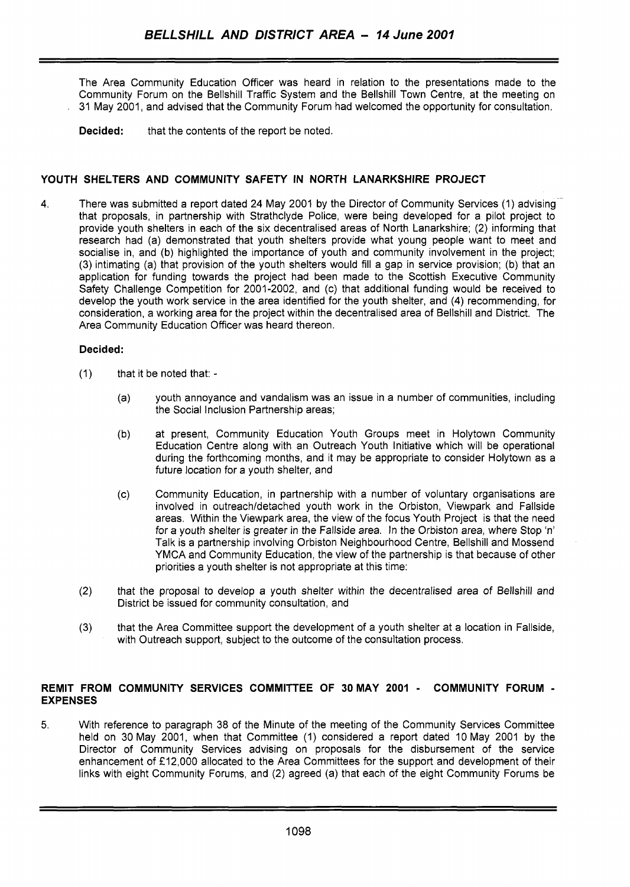The Area Community Education Officer was heard in relation to the presentations made to the Community Forum on the Bellshill Traffic System and the Bellshill Town Centre, at the meeting on 31 May 2001, and advised that the Community Forum had welcomed the opportunity for consultation.

**Decided:** that the contents of the report be noted.

## YOUTH SHELTERS AND COMMUNITY SAFETY IN NORTH LANARKSHIRE PROJECT

4. There was submitted a report dated 24 May 2001 by the Director of Community Services (1) advising that proposals, in partnership with Strathclyde Police, were being developed for a pilot project to provide youth shelters in each of the six decentralised areas of North Lanarkshire; (2) informing that research had (a) demonstrated that youth shelters provide what young people want to meet and socialise in, and (b) highlighted the importance of youth and community involvement in the project; (3) intimating (a) that provision of the youth shelters would fill a gap in service provision; (b) that an application for funding towards the project had been made to the Scottish Executive Community Safety Challenge Competition for 2001-2002, and (c) that additional funding would be received to develop the youth work service in the area identified for the youth shelter, and (4) recommending, for consideration, a working area for the project within the decentralised area of Bellshill and District. The Area Community Education Officer was heard thereon.

**Decided:**

(1) that it be noted that: -

(a) youth annoyance and vandalism was an issue in a number of communities, including the Social Inclusion Partnership areas;

(b) at present, Community Education Youth Groups meet in Holytown Community Education Centre along with an Outreach Youth Initiative which will be operational during the forthcoming months, and it may be appropriate to consider Holytown as a future location for a youth shelter, and

(c) Community Education, in partnership with a number of voluntary organisations are involved in outreach/detached youth work in the Orbiston, Viewpark and Fallside areas. Within the Viewpark area, the view of the focus Youth Project is that the need for a youth shelter is greater in the Fallside area. In the Orbiston area, where Stop 'n' Talk is a partnership involving Orbiston Neighbourhood Centre, Bellshill and Mossend YMCA and Community Education, the view of the partnership is that because of other priorities a youth shelter is not appropriate at this time:

(2) that the proposal to develop a youth shelter within the decentralised area of Bellshill and District be issued for community consultation, and

(3) that the Area Committee support the development of a youth shelter at a location in Fallside, with Outreach support, subject to the outcome of the consultation process.

## REMIT FROM COMMUNITY SERVICES COMMITTEE OF 30 MAY 2001 - COMMUNITY FORUM - EXPENSES

5. With reference to paragraph 38 of the Minute of the meeting of the Community Services Committee held on 30 May 2001, when that Committee (1) considered a report dated 10 May 2001 by the Director of Community Services advising on proposals for the disbursement of the service enhancement of £12,000 allocated to the Area Committees for the support and development of their links with eight Community Forums, and (2) agreed (a) that each of the eight Community Forums be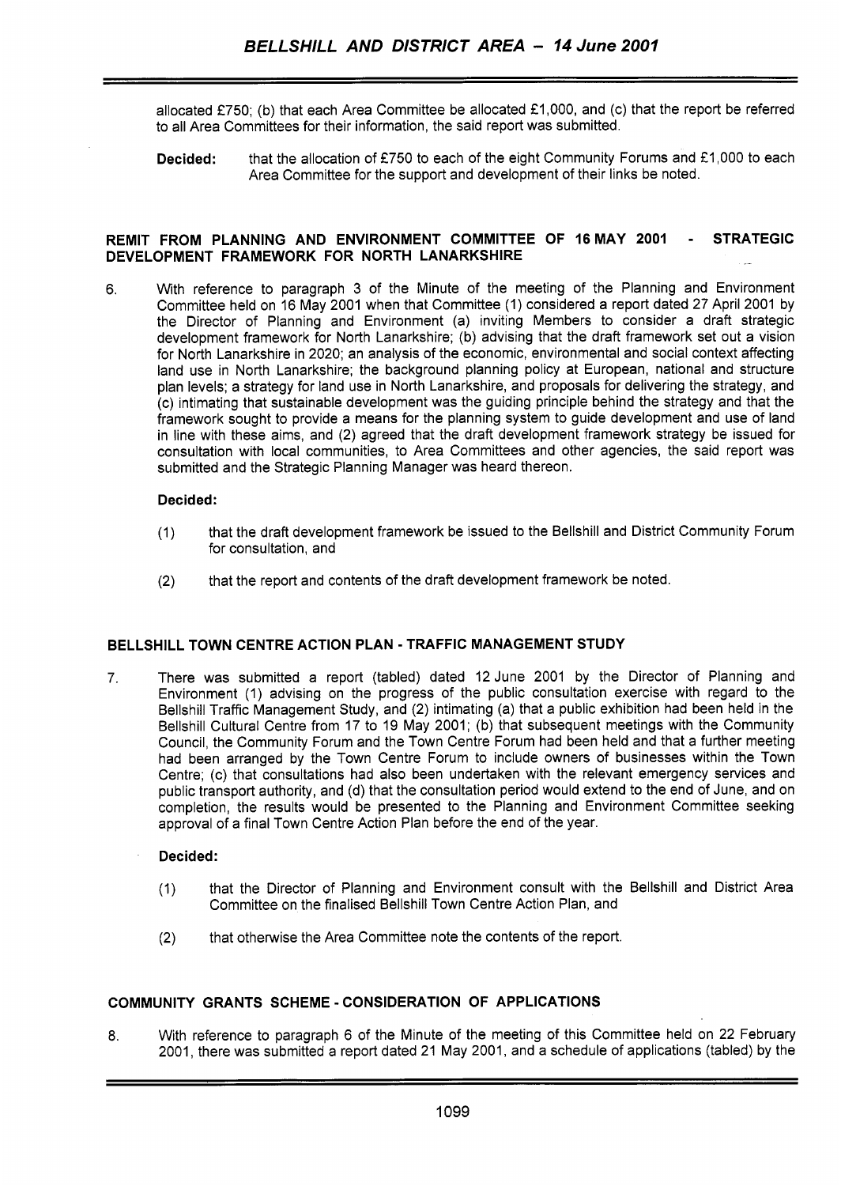allocated £750; (b) that each Area Committee be allocated £1,000, and (c) that the report be referred to all Area Committees for their information, the said report was submitted.

**Decided:** that the allocation of £750 to each of the eight Community Forums and £1,000 to each Area Committee for the support and development of their links be noted.

## REMIT FROM PLANNING AND ENVIRONMENT COMMITTEE OF 16 MAY 2001 - STRATEGIC DEVELOPMENT FRAMEWORK FOR NORTH LANARKSHIRE

6. With reference to paragraph 3 of the Minute of the meeting of the Planning and Environment Committee held on 16 May 2001 when that Committee (1) considered a report dated 27 April 2001 by the Director of Planning and Environment (a) inviting Members to consider a draft strategic development framework for North Lanarkshire; (b) advising that the draft framework set out a vision for North Lanarkshire in 2020; an analysis of the economic, environmental and social context affecting land use in North Lanarkshire; the background planning policy at European, national and structure plan levels; a strategy for land use in North Lanarkshire, and proposals for delivering the strategy, and (c) intimating that sustainable development was the guiding principle behind the strategy and that the framework sought to provide a means for the planning system to guide development and use of land in line with these aims, and (2) agreed that the draft development framework strategy be issued for consultation with local communities, to Area Committees and other agencies, the said report was submitted and the Strategic Planning Manager was heard thereon.

**Decided:**

(1) that the draft development framework be issued to the Bellshill and District Community Forum for consultation, and

(2) that the report and contents of the draft development framework be noted.

## BELLSHILL TOWN CENTRE ACTION PLAN - TRAFFIC MANAGEMENT STUDY

7. There was submitted a report (tabled) dated 12 June 2001 by the Director of Planning and Environment (1) advising on the progress of the public consultation exercise with regard to the Bellshill Traffic Management Study, and (2) intimating (a) that a public exhibition had been held in the Bellshill Cultural Centre from 17 to 19 May 2001; (b) that subsequent meetings with the Community Council, the Community Forum and the Town Centre Forum had been held and that a further meeting had been arranged by the Town Centre Forum to include owners of businesses within the Town Centre; (c) that consultations had also been undertaken with the relevant emergency services and public transport authority, and (d) that the consultation period would extend to the end of June, and on completion, the results would be presented to the Planning and Environment Committee seeking approval of a final Town Centre Action Plan before the end of the year.

**Decided:**

(1) that the Director of Planning and Environment consult with the Bellshill and District Area Committee on the finalised Bellshill Town Centre Action Plan, and

(2) that otherwise the Area Committee note the contents of the report.

## COMMUNITY GRANTS SCHEME - CONSIDERATION OF APPLICATIONS

8. With reference to paragraph 6 of the Minute of the meeting of this Committee held on 22 February 2001, there was submitted a report dated 21 May 2001, and a schedule of applications (tabled) by the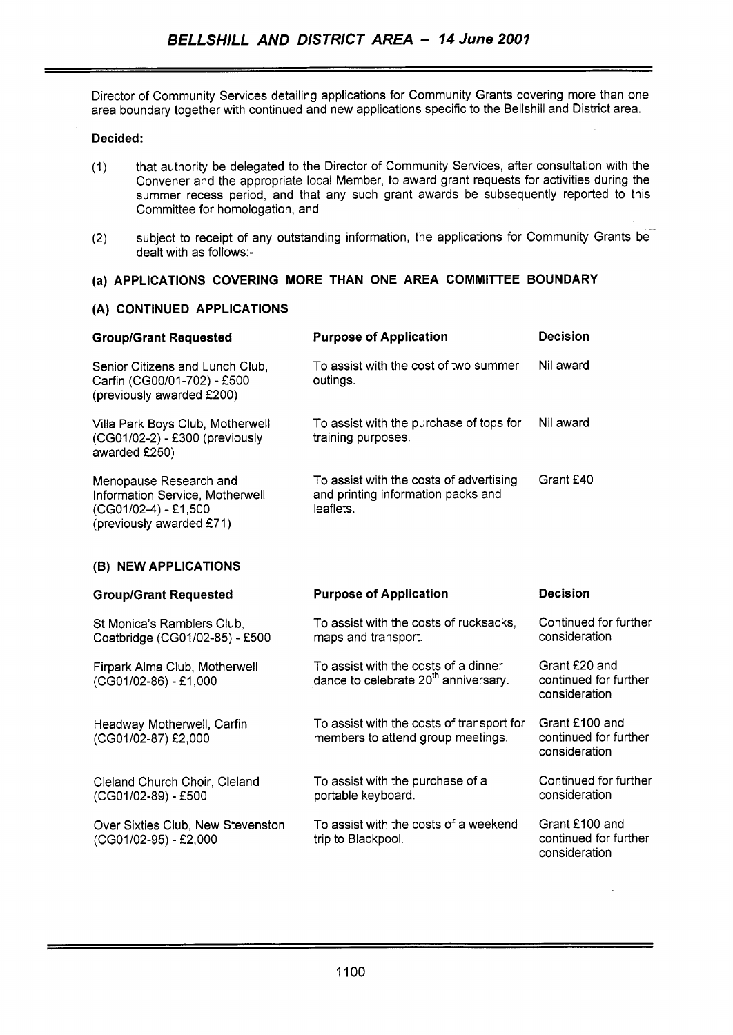Director of Community Services detailing applications for Community Grants covering more than one area boundary together with continued and new applications specific to the Bellshill and District area.

**Decided:**

(1) that authority be delegated to the Director of Community Services, after consultation with the Convener and the appropriate local Member, to award grant requests for activities during the summer recess period, and that any such grant awards be subsequently reported to this Committee for homologation, and

(2) subject to receipt of any outstanding information, the applications for Community Grants be dealt with as follows:-

### (a) APPLICATIONS COVERING MORE THAN ONE AREA COMMITTEE BOUNDARY

#### (A) CONTINUED APPLICATIONS

| Group/Grant Requested | Purpose of Application | Decision |
|---|---|---|
| Senior Citizens and Lunch Club, Carfin (CG00/01-702) - £500 (previously awarded £200) | To assist with the cost of two summer outings. | Nil award |
| Villa Park Boys Club, Motherwell (CG01/02-2) - £300 (previously awarded £250) | To assist with the purchase of tops for training purposes. | Nil award |
| Menopause Research and Information Service, Motherwell (CG01/02-4) - £1,500 (previously awarded £71) | To assist with the costs of advertising and printing information packs and leaflets. | Grant £40 |

#### (B) NEW APPLICATIONS

| Group/Grant Requested | Purpose of Application | Decision |
|---|---|---|
| St Monica's Ramblers Club, Coatbridge (CG01/02-85) - £500 | To assist with the costs of rucksacks, maps and transport. | Continued for further consideration |
| Firpark Alma Club, Motherwell (CG01/02-86) - £1,000 | To assist with the costs of a dinner dance to celebrate 20th anniversary. | Grant £20 and continued for further consideration |
| Headway Motherwell, Carfin (CG01/02-87) £2,000 | To assist with the costs of transport for members to attend group meetings. | Grant £100 and continued for further consideration |
| Cleland Church Choir, Cleland (CG01/02-89) - £500 | To assist with the purchase of a portable keyboard. | Continued for further consideration |
| Over Sixties Club, New Stevenston (CG01/02-95) - £2,000 | To assist with the costs of a weekend trip to Blackpool. | Grant £100 and continued for further consideration |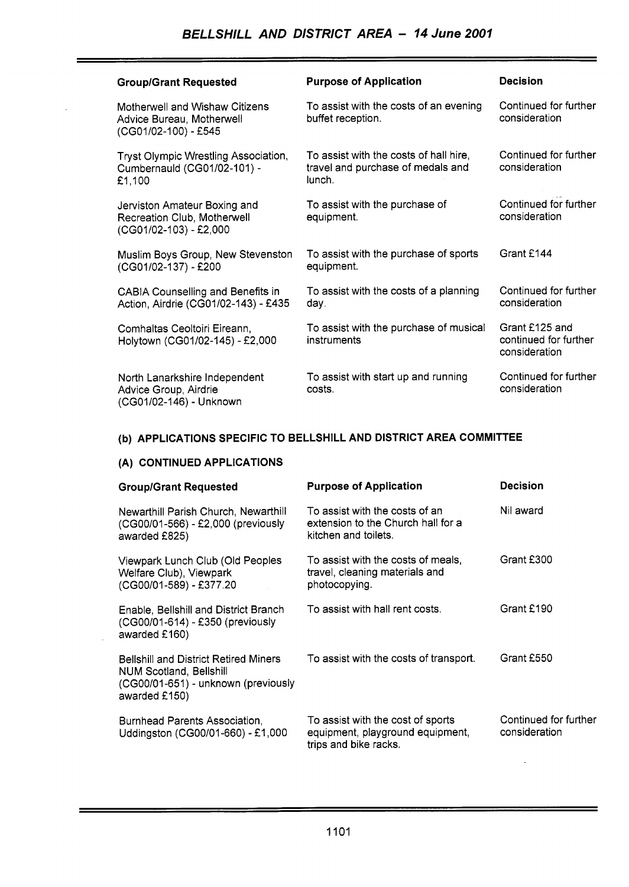| Group/Grant Requested | Purpose of Application | Decision |
|---|---|---|
| Motherwell and Wishaw Citizens Advice Bureau, Motherwell (CG01/02-100) - £545 | To assist with the costs of an evening buffet reception. | Continued for further consideration |
| Tryst Olympic Wrestling Association, Cumbernauld (CG01/02-101) - £1,100 | To assist with the costs of hall hire, travel and purchase of medals and lunch. | Continued for further consideration |
| Jerviston Amateur Boxing and Recreation Club, Motherwell (CG01/02-103) - £2,000 | To assist with the purchase of equipment. | Continued for further consideration |
| Muslim Boys Group, New Stevenston (CG01/02-137) - £200 | To assist with the purchase of sports equipment. | Grant £144 |
| CABIA Counselling and Benefits in Action, Airdrie (CG01/02-143) - £435 | To assist with the costs of a planning day. | Continued for further consideration |
| Comhaltas Ceoltoiri Eireann, Holytown (CG01/02-145) - £2,000 | To assist with the purchase of musical instruments | Grant £125 and continued for further consideration |
| North Lanarkshire Independent Advice Group, Airdrie (CG01/02-146) - Unknown | To assist with start up and running costs. | Continued for further consideration |

## (b) APPLICATIONS SPECIFIC TO BELLSHILL AND DISTRICT AREA COMMITTEE

### (A) CONTINUED APPLICATIONS

| Group/Grant Requested | Purpose of Application | Decision |
|---|---|---|
| Newarthill Parish Church, Newarthill (CG00/01-566) - £2,000 (previously awarded £825) | To assist with the costs of an extension to the Church hall for a kitchen and toilets. | Nil award |
| Viewpark Lunch Club (Old Peoples Welfare Club), Viewpark (CG00/01-589) - £377.20 | To assist with the costs of meals, travel, cleaning materials and photocopying. | Grant £300 |
| Enable, Bellshill and District Branch (CG00/01-614) - £350 (previously awarded £160) | To assist with hall rent costs. | Grant £190 |
| Bellshill and District Retired Miners NUM Scotland, Bellshill (CG00/01-651) - unknown (previously awarded £150) | To assist with the costs of transport. | Grant £550 |
| Burnhead Parents Association, Uddingston (CG00/01-660) - £1,000 | To assist with the cost of sports equipment, playground equipment, trips and bike racks. | Continued for further consideration |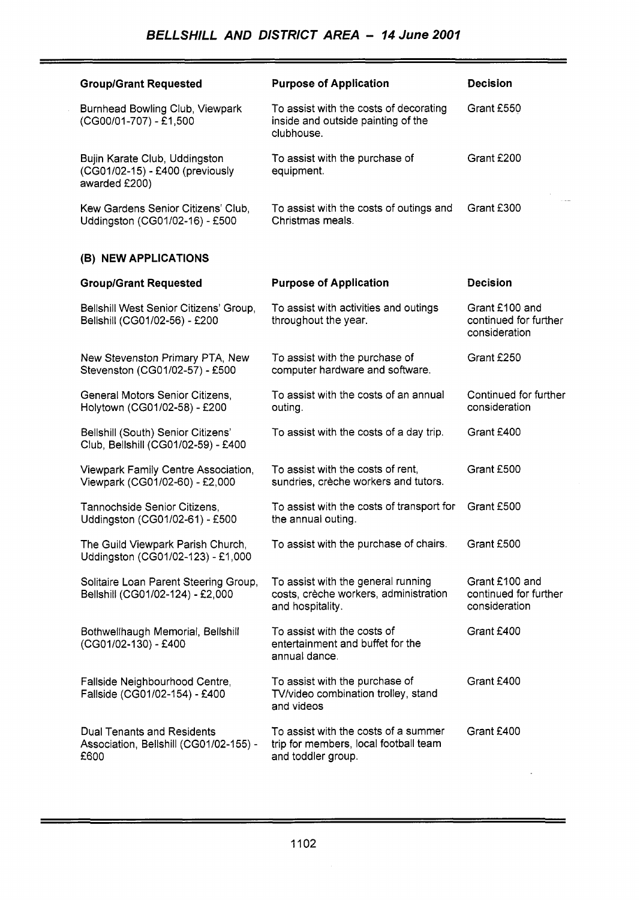| Group/Grant Requested | Purpose of Application | Decision |
|---|---|---|
| Burnhead Bowling Club, Viewpark (CG00/01-707) - £1,500 | To assist with the costs of decorating inside and outside painting of the clubhouse. | Grant £550 |
| Bujin Karate Club, Uddingston (CG01/02-15) - £400 (previously awarded £200) | To assist with the purchase of equipment. | Grant £200 |
| Kew Gardens Senior Citizens' Club, Uddingston (CG01/02-16) - £500 | To assist with the costs of outings and Christmas meals. | Grant £300 |

**(B) NEW APPLICATIONS**

| Group/Grant Requested | Purpose of Application | Decision |
|---|---|---|
| Bellshill West Senior Citizens' Group, Bellshill (CG01/02-56) - £200 | To assist with activities and outings throughout the year. | Grant £100 and continued for further consideration |
| New Stevenston Primary PTA, New Stevenston (CG01/02-57) - £500 | To assist with the purchase of computer hardware and software. | Grant £250 |
| General Motors Senior Citizens, Holytown (CG01/02-58) - £200 | To assist with the costs of an annual outing. | Continued for further consideration |
| Bellshill (South) Senior Citizens' Club, Bellshill (CG01/02-59) - £400 | To assist with the costs of a day trip. | Grant £400 |
| Viewpark Family Centre Association, Viewpark (CG01/02-60) - £2,000 | To assist with the costs of rent, sundries, crèche workers and tutors. | Grant £500 |
| Tannochside Senior Citizens, Uddingston (CG01/02-61) - £500 | To assist with the costs of transport for the annual outing. | Grant £500 |
| The Guild Viewpark Parish Church, Uddingston (CG01/02-123) - £1,000 | To assist with the purchase of chairs. | Grant £500 |
| Solitaire Loan Parent Steering Group, Bellshill (CG01/02-124) - £2,000 | To assist with the general running costs, crèche workers, administration and hospitality. | Grant £100 and continued for further consideration |
| Bothwellhaugh Memorial, Bellshill (CG01/02-130) - £400 | To assist with the costs of entertainment and buffet for the annual dance. | Grant £400 |
| Fallside Neighbourhood Centre, Fallside (CG01/02-154) - £400 | To assist with the purchase of TV/video combination trolley, stand and videos | Grant £400 |
| Dual Tenants and Residents Association, Bellshill (CG01/02-155) - £600 | To assist with the costs of a summer trip for members, local football team and toddler group. | Grant £400 |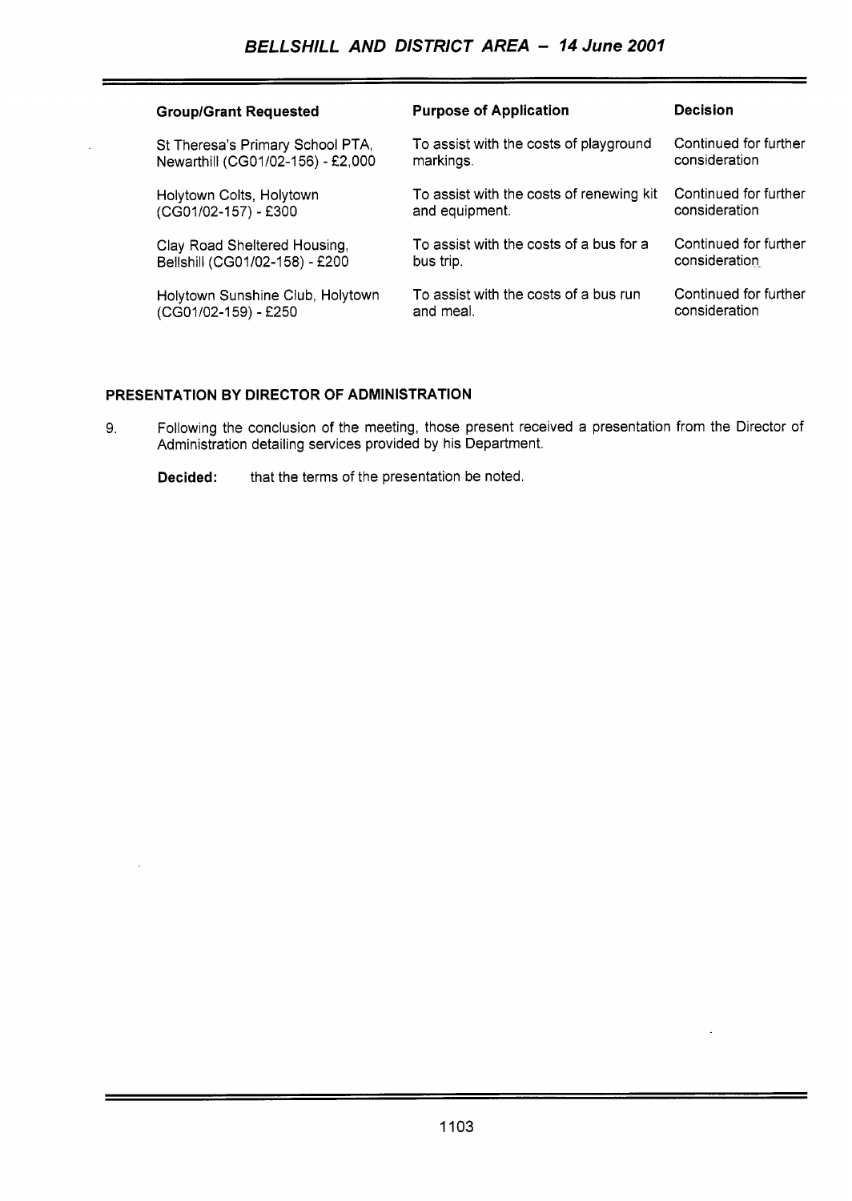| Group/Grant Requested | Purpose of Application | Decision |
|---|---|---|
| St Theresa's Primary School PTA, Newarthill (CG01/02-156) - £2,000 | To assist with the costs of playground markings. | Continued for further consideration |
| Holytown Colts, Holytown (CG01/02-157) - £300 | To assist with the costs of renewing kit and equipment. | Continued for further consideration |
| Clay Road Sheltered Housing, Bellshill (CG01/02-158) - £200 | To assist with the costs of a bus for a bus trip. | Continued for further consideration |
| Holytown Sunshine Club, Holytown (CG01/02-159) - £250 | To assist with the costs of a bus run and meal. | Continued for further consideration |

**PRESENTATION BY DIRECTOR OF ADMINISTRATION**

9. Following the conclusion of the meeting, those present received a presentation from the Director of Administration detailing services provided by his Department.

   **Decided:** that the terms of the presentation be noted.